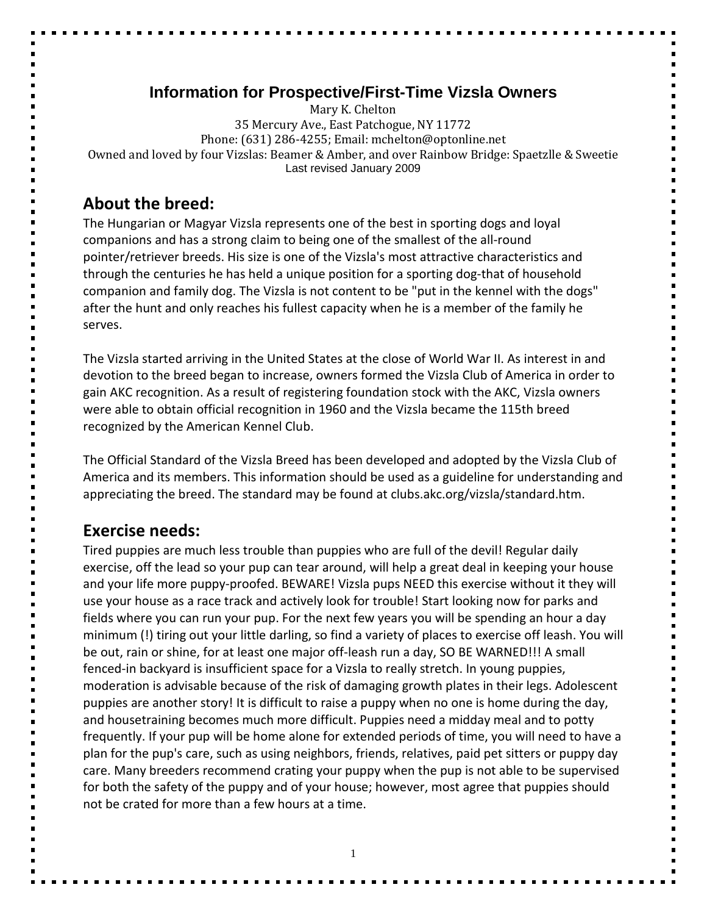# Information for Prospective/First-Time Vizsla Owners

Mary K. Chelton
35 Mercury Ave., East Patchogue, NY 11772
Phone: (631) 286-4255; Email: mchelton@optonline.net
Owned and loved by four Vizslas: Beamer & Amber, and over Rainbow Bridge: Spaetzlle & Sweetie
Last revised January 2009

## About the breed:

The Hungarian or Magyar Vizsla represents one of the best in sporting dogs and loyal companions and has a strong claim to being one of the smallest of the all-round pointer/retriever breeds. His size is one of the Vizsla's most attractive characteristics and through the centuries he has held a unique position for a sporting dog-that of household companion and family dog. The Vizsla is not content to be "put in the kennel with the dogs" after the hunt and only reaches his fullest capacity when he is a member of the family he serves.

The Vizsla started arriving in the United States at the close of World War II. As interest in and devotion to the breed began to increase, owners formed the Vizsla Club of America in order to gain AKC recognition. As a result of registering foundation stock with the AKC, Vizsla owners were able to obtain official recognition in 1960 and the Vizsla became the 115th breed recognized by the American Kennel Club.

The Official Standard of the Vizsla Breed has been developed and adopted by the Vizsla Club of America and its members. This information should be used as a guideline for understanding and appreciating the breed. The standard may be found at clubs.akc.org/vizsla/standard.htm.

## Exercise needs:

Tired puppies are much less trouble than puppies who are full of the devil! Regular daily exercise, off the lead so your pup can tear around, will help a great deal in keeping your house and your life more puppy-proofed. BEWARE! Vizsla pups NEED this exercise without it they will use your house as a race track and actively look for trouble! Start looking now for parks and fields where you can run your pup. For the next few years you will be spending an hour a day minimum (!) tiring out your little darling, so find a variety of places to exercise off leash. You will be out, rain or shine, for at least one major off-leash run a day, SO BE WARNED!!! A small fenced-in backyard is insufficient space for a Vizsla to really stretch. In young puppies, moderation is advisable because of the risk of damaging growth plates in their legs. Adolescent puppies are another story! It is difficult to raise a puppy when no one is home during the day, and housetraining becomes much more difficult. Puppies need a midday meal and to potty frequently. If your pup will be home alone for extended periods of time, you will need to have a plan for the pup's care, such as using neighbors, friends, relatives, paid pet sitters or puppy day care. Many breeders recommend crating your puppy when the pup is not able to be supervised for both the safety of the puppy and of your house; however, most agree that puppies should not be crated for more than a few hours at a time.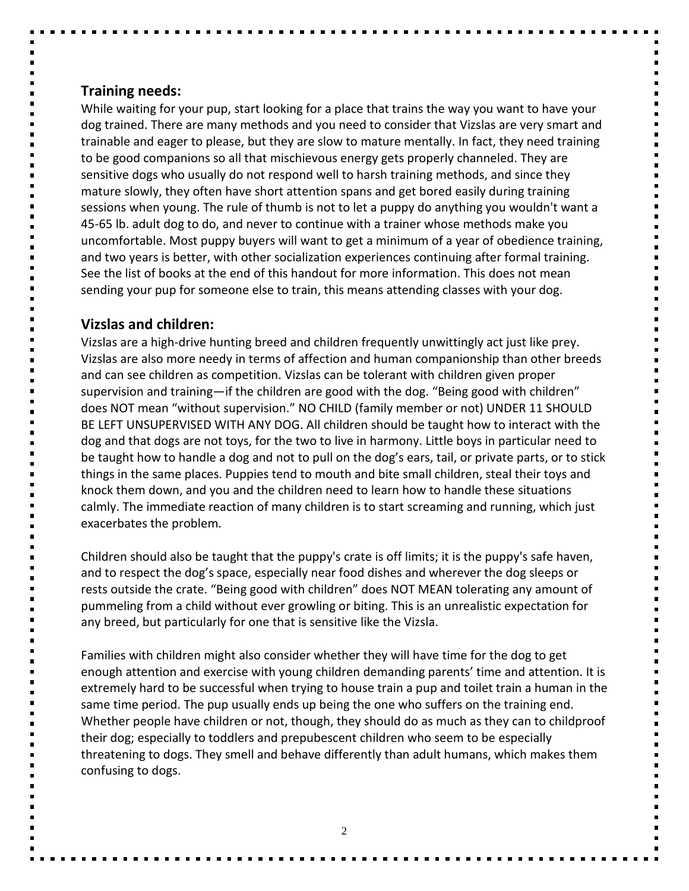## Training needs:

While waiting for your pup, start looking for a place that trains the way you want to have your dog trained. There are many methods and you need to consider that Vizslas are very smart and trainable and eager to please, but they are slow to mature mentally. In fact, they need training to be good companions so all that mischievous energy gets properly channeled. They are sensitive dogs who usually do not respond well to harsh training methods, and since they mature slowly, they often have short attention spans and get bored easily during training sessions when young. The rule of thumb is not to let a puppy do anything you wouldn't want a 45-65 lb. adult dog to do, and never to continue with a trainer whose methods make you uncomfortable. Most puppy buyers will want to get a minimum of a year of obedience training, and two years is better, with other socialization experiences continuing after formal training. See the list of books at the end of this handout for more information. This does not mean sending your pup for someone else to train, this means attending classes with your dog.

## Vizslas and children:

Vizslas are a high-drive hunting breed and children frequently unwittingly act just like prey. Vizslas are also more needy in terms of affection and human companionship than other breeds and can see children as competition. Vizslas can be tolerant with children given proper supervision and training—if the children are good with the dog. "Being good with children" does NOT mean "without supervision." NO CHILD (family member or not) UNDER 11 SHOULD BE LEFT UNSUPERVISED WITH ANY DOG. All children should be taught how to interact with the dog and that dogs are not toys, for the two to live in harmony. Little boys in particular need to be taught how to handle a dog and not to pull on the dog's ears, tail, or private parts, or to stick things in the same places. Puppies tend to mouth and bite small children, steal their toys and knock them down, and you and the children need to learn how to handle these situations calmly. The immediate reaction of many children is to start screaming and running, which just exacerbates the problem.

Children should also be taught that the puppy's crate is off limits; it is the puppy's safe haven, and to respect the dog's space, especially near food dishes and wherever the dog sleeps or rests outside the crate. "Being good with children" does NOT MEAN tolerating any amount of pummeling from a child without ever growling or biting. This is an unrealistic expectation for any breed, but particularly for one that is sensitive like the Vizsla.

Families with children might also consider whether they will have time for the dog to get enough attention and exercise with young children demanding parents' time and attention. It is extremely hard to be successful when trying to house train a pup and toilet train a human in the same time period. The pup usually ends up being the one who suffers on the training end. Whether people have children or not, though, they should do as much as they can to childproof their dog; especially to toddlers and prepubescent children who seem to be especially threatening to dogs. They smell and behave differently than adult humans, which makes them confusing to dogs.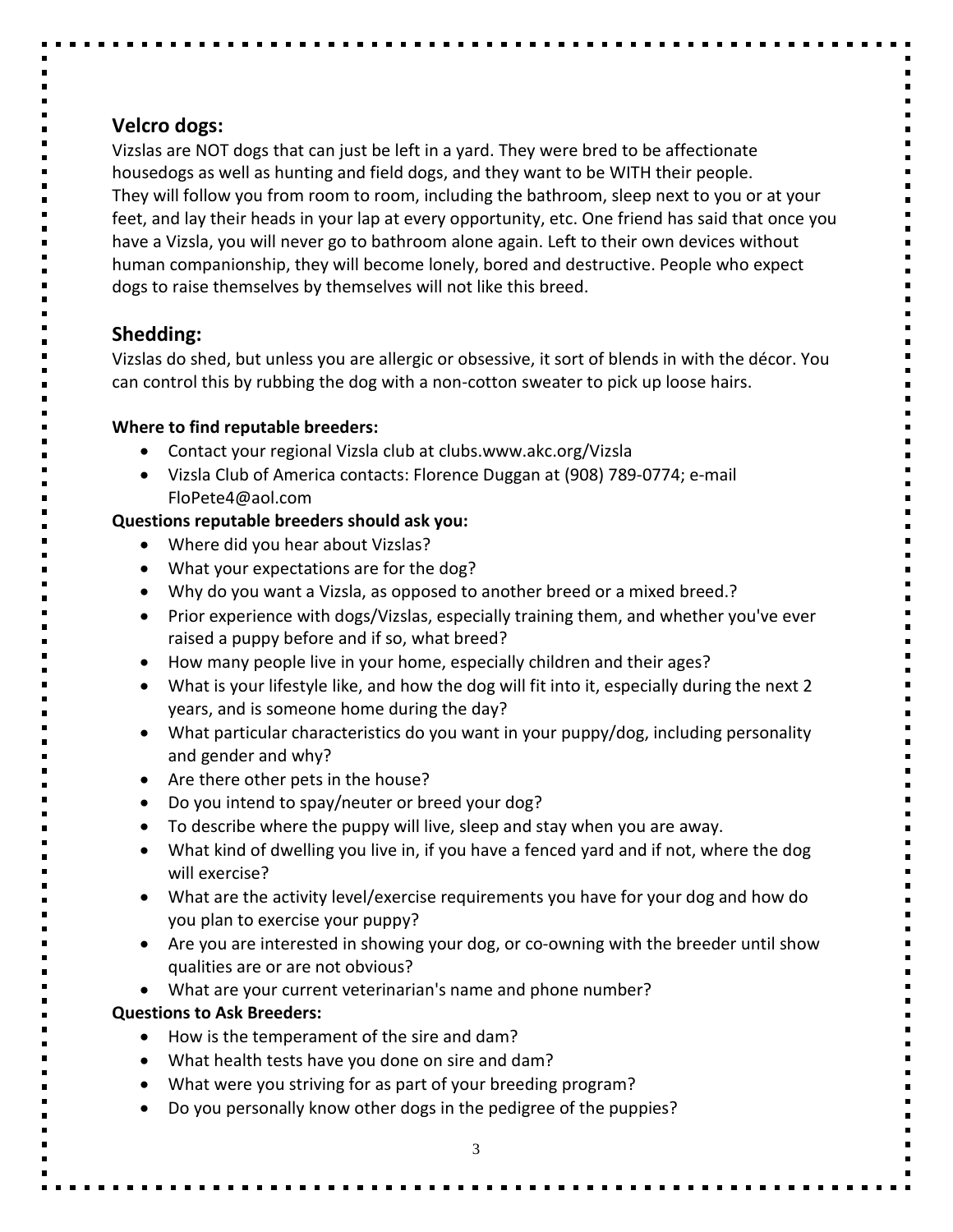## Velcro dogs:

Vizslas are NOT dogs that can just be left in a yard. They were bred to be affectionate housedogs as well as hunting and field dogs, and they want to be WITH their people. They will follow you from room to room, including the bathroom, sleep next to you or at your feet, and lay their heads in your lap at every opportunity, etc. One friend has said that once you have a Vizsla, you will never go to bathroom alone again. Left to their own devices without human companionship, they will become lonely, bored and destructive. People who expect dogs to raise themselves by themselves will not like this breed.

## Shedding:

Vizslas do shed, but unless you are allergic or obsessive, it sort of blends in with the décor. You can control this by rubbing the dog with a non-cotton sweater to pick up loose hairs.

**Where to find reputable breeders:**

- Contact your regional Vizsla club at clubs.www.akc.org/Vizsla
- Vizsla Club of America contacts: Florence Duggan at (908) 789-0774; e-mail FloPete4@aol.com

**Questions reputable breeders should ask you:**

- Where did you hear about Vizslas?
- What your expectations are for the dog?
- Why do you want a Vizsla, as opposed to another breed or a mixed breed.?
- Prior experience with dogs/Vizslas, especially training them, and whether you've ever raised a puppy before and if so, what breed?
- How many people live in your home, especially children and their ages?
- What is your lifestyle like, and how the dog will fit into it, especially during the next 2 years, and is someone home during the day?
- What particular characteristics do you want in your puppy/dog, including personality and gender and why?
- Are there other pets in the house?
- Do you intend to spay/neuter or breed your dog?
- To describe where the puppy will live, sleep and stay when you are away.
- What kind of dwelling you live in, if you have a fenced yard and if not, where the dog will exercise?
- What are the activity level/exercise requirements you have for your dog and how do you plan to exercise your puppy?
- Are you are interested in showing your dog, or co-owning with the breeder until show qualities are or are not obvious?
- What are your current veterinarian's name and phone number?

**Questions to Ask Breeders:**

- How is the temperament of the sire and dam?
- What health tests have you done on sire and dam?
- What were you striving for as part of your breeding program?
- Do you personally know other dogs in the pedigree of the puppies?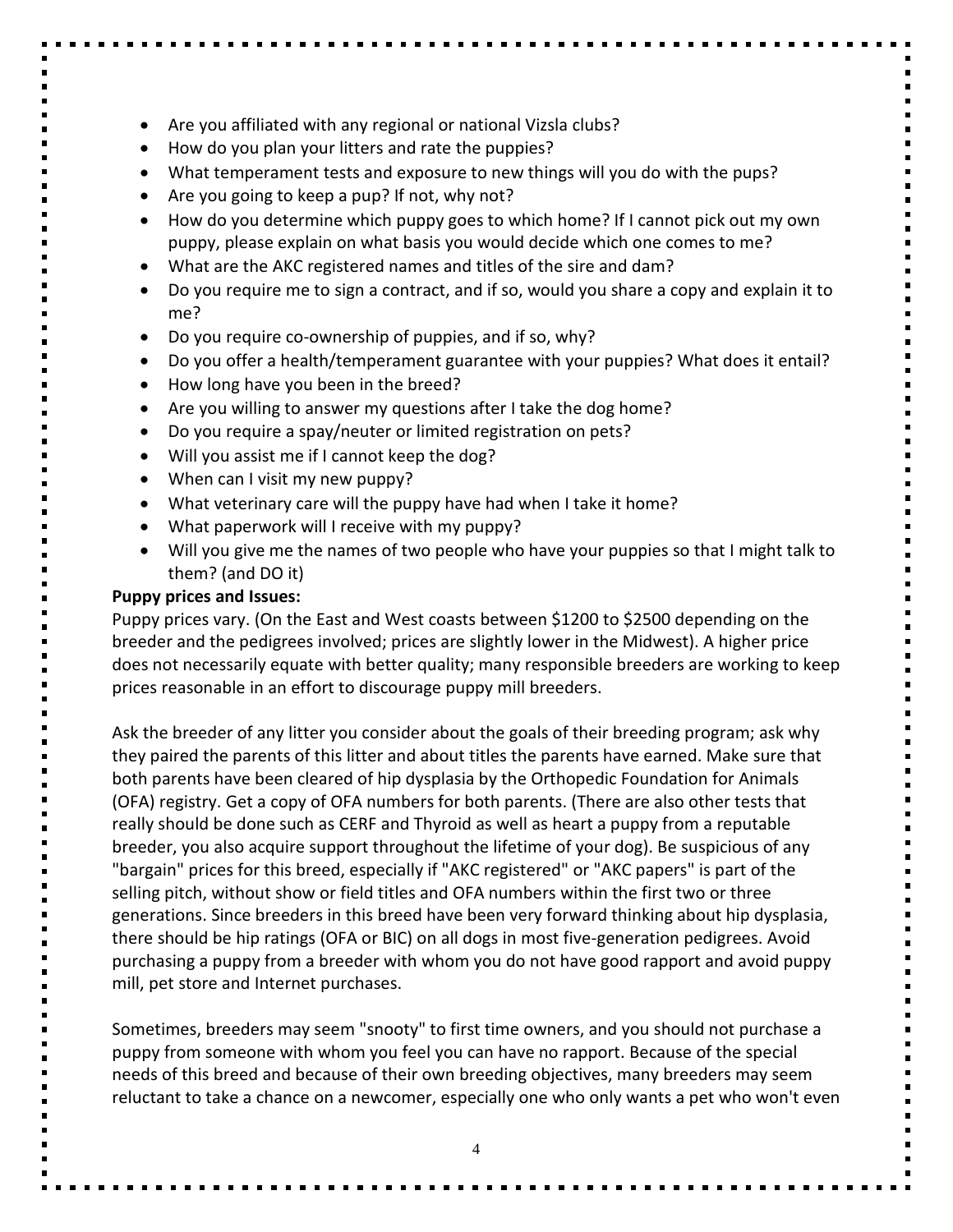- Are you affiliated with any regional or national Vizsla clubs?
- How do you plan your litters and rate the puppies?
- What temperament tests and exposure to new things will you do with the pups?
- Are you going to keep a pup? If not, why not?
- How do you determine which puppy goes to which home? If I cannot pick out my own puppy, please explain on what basis you would decide which one comes to me?
- What are the AKC registered names and titles of the sire and dam?
- Do you require me to sign a contract, and if so, would you share a copy and explain it to me?
- Do you require co-ownership of puppies, and if so, why?
- Do you offer a health/temperament guarantee with your puppies? What does it entail?
- How long have you been in the breed?
- Are you willing to answer my questions after I take the dog home?
- Do you require a spay/neuter or limited registration on pets?
- Will you assist me if I cannot keep the dog?
- When can I visit my new puppy?
- What veterinary care will the puppy have had when I take it home?
- What paperwork will I receive with my puppy?
- Will you give me the names of two people who have your puppies so that I might talk to them? (and DO it)

**Puppy prices and Issues:**

Puppy prices vary. (On the East and West coasts between $1200 to $2500 depending on the breeder and the pedigrees involved; prices are slightly lower in the Midwest). A higher price does not necessarily equate with better quality; many responsible breeders are working to keep prices reasonable in an effort to discourage puppy mill breeders.

Ask the breeder of any litter you consider about the goals of their breeding program; ask why they paired the parents of this litter and about titles the parents have earned. Make sure that both parents have been cleared of hip dysplasia by the Orthopedic Foundation for Animals (OFA) registry. Get a copy of OFA numbers for both parents. (There are also other tests that really should be done such as CERF and Thyroid as well as heart a puppy from a reputable breeder, you also acquire support throughout the lifetime of your dog). Be suspicious of any "bargain" prices for this breed, especially if "AKC registered" or "AKC papers" is part of the selling pitch, without show or field titles and OFA numbers within the first two or three generations. Since breeders in this breed have been very forward thinking about hip dysplasia, there should be hip ratings (OFA or BIC) on all dogs in most five-generation pedigrees. Avoid purchasing a puppy from a breeder with whom you do not have good rapport and avoid puppy mill, pet store and Internet purchases.

Sometimes, breeders may seem "snooty" to first time owners, and you should not purchase a puppy from someone with whom you feel you can have no rapport. Because of the special needs of this breed and because of their own breeding objectives, many breeders may seem reluctant to take a chance on a newcomer, especially one who only wants a pet who won't even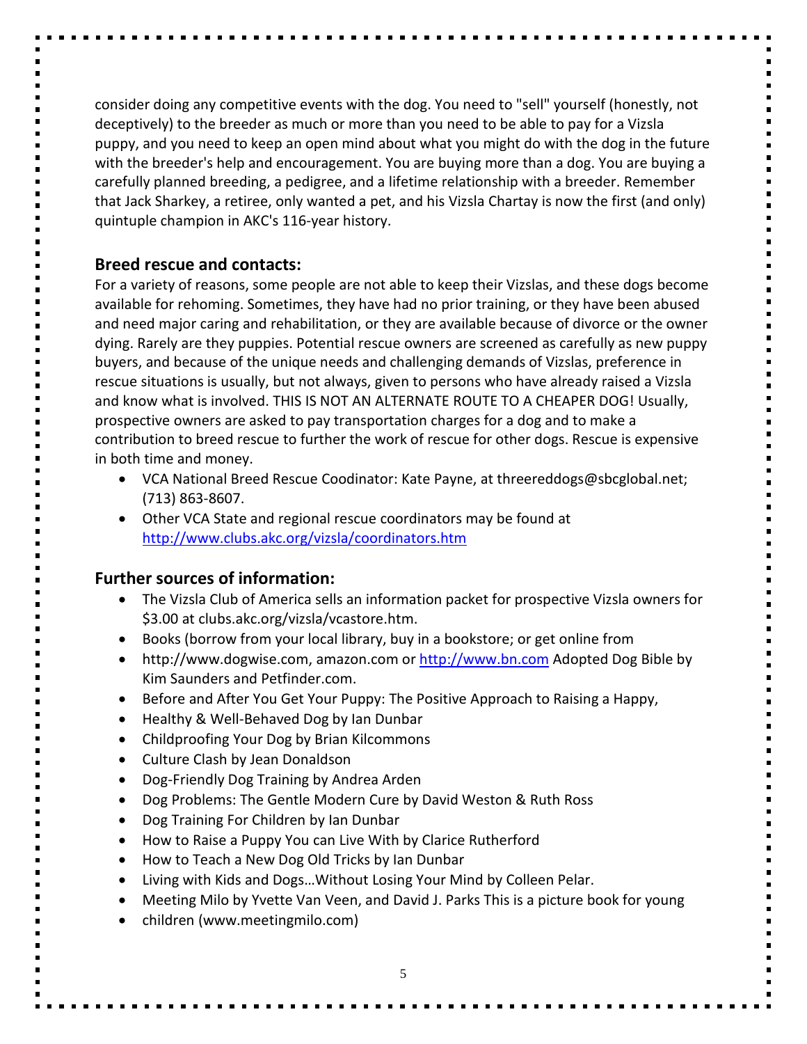consider doing any competitive events with the dog. You need to "sell" yourself (honestly, not deceptively) to the breeder as much or more than you need to be able to pay for a Vizsla puppy, and you need to keep an open mind about what you might do with the dog in the future with the breeder's help and encouragement. You are buying more than a dog. You are buying a carefully planned breeding, a pedigree, and a lifetime relationship with a breeder. Remember that Jack Sharkey, a retiree, only wanted a pet, and his Vizsla Chartay is now the first (and only) quintuple champion in AKC's 116-year history.

## Breed rescue and contacts:

For a variety of reasons, some people are not able to keep their Vizslas, and these dogs become available for rehoming. Sometimes, they have had no prior training, or they have been abused and need major caring and rehabilitation, or they are available because of divorce or the owner dying. Rarely are they puppies. Potential rescue owners are screened as carefully as new puppy buyers, and because of the unique needs and challenging demands of Vizslas, preference in rescue situations is usually, but not always, given to persons who have already raised a Vizsla and know what is involved. THIS IS NOT AN ALTERNATE ROUTE TO A CHEAPER DOG! Usually, prospective owners are asked to pay transportation charges for a dog and to make a contribution to breed rescue to further the work of rescue for other dogs. Rescue is expensive in both time and money.

- VCA National Breed Rescue Coodinator: Kate Payne, at threereddogs@sbcglobal.net; (713) 863-8607.
- Other VCA State and regional rescue coordinators may be found at [http://www.clubs.akc.org/vizsla/coordinators.htm](http://www.clubs.akc.org/vizsla/coordinators.htm)

## Further sources of information:

- The Vizsla Club of America sells an information packet for prospective Vizsla owners for $3.00 at clubs.akc.org/vizsla/vcastore.htm.
- Books (borrow from your local library, buy in a bookstore; or get online from
- http://www.dogwise.com, amazon.com or [http://www.bn.com](http://www.bn.com) Adopted Dog Bible by Kim Saunders and Petfinder.com.
- Before and After You Get Your Puppy: The Positive Approach to Raising a Happy,
- Healthy & Well-Behaved Dog by Ian Dunbar
- Childproofing Your Dog by Brian Kilcommons
- Culture Clash by Jean Donaldson
- Dog-Friendly Dog Training by Andrea Arden
- Dog Problems: The Gentle Modern Cure by David Weston & Ruth Ross
- Dog Training For Children by Ian Dunbar
- How to Raise a Puppy You can Live With by Clarice Rutherford
- How to Teach a New Dog Old Tricks by Ian Dunbar
- Living with Kids and Dogs…Without Losing Your Mind by Colleen Pelar.
- Meeting Milo by Yvette Van Veen, and David J. Parks This is a picture book for young
- children (www.meetingmilo.com)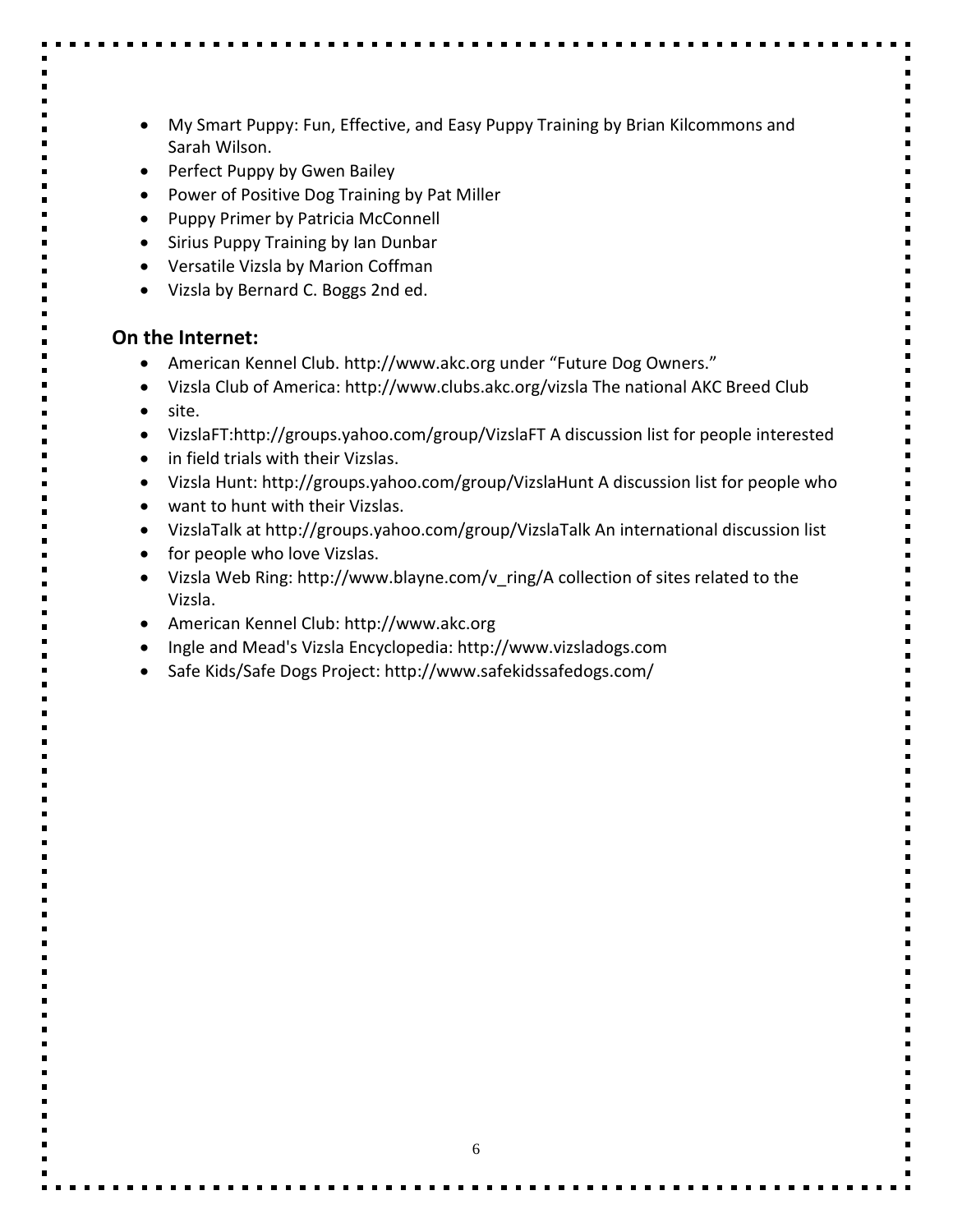- My Smart Puppy: Fun, Effective, and Easy Puppy Training by Brian Kilcommons and Sarah Wilson.
- Perfect Puppy by Gwen Bailey
- Power of Positive Dog Training by Pat Miller
- Puppy Primer by Patricia McConnell
- Sirius Puppy Training by Ian Dunbar
- Versatile Vizsla by Marion Coffman
- Vizsla by Bernard C. Boggs 2nd ed.

## On the Internet:

- American Kennel Club. http://www.akc.org under "Future Dog Owners."
- Vizsla Club of America: http://www.clubs.akc.org/vizsla The national AKC Breed Club
- site.
- VizslaFT:http://groups.yahoo.com/group/VizslaFT A discussion list for people interested
- in field trials with their Vizslas.
- Vizsla Hunt: http://groups.yahoo.com/group/VizslaHunt A discussion list for people who
- want to hunt with their Vizslas.
- VizslaTalk at http://groups.yahoo.com/group/VizslaTalk An international discussion list
- for people who love Vizslas.
- Vizsla Web Ring: http://www.blayne.com/v_ring/A collection of sites related to the Vizsla.
- American Kennel Club: http://www.akc.org
- Ingle and Mead's Vizsla Encyclopedia: http://www.vizsladogs.com
- Safe Kids/Safe Dogs Project: http://www.safekidssafedogs.com/